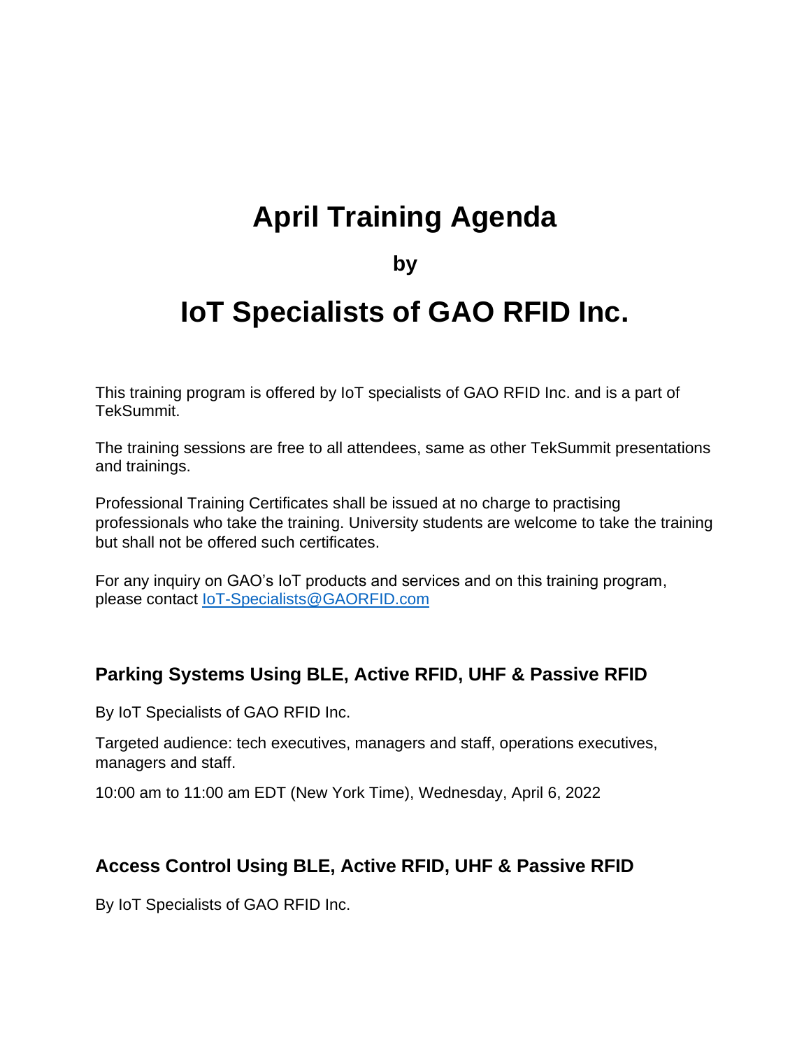# April Training Agenda

**by**

# IoT Specialists of GAO RFID Inc.

This training program is offered by IoT specialists of GAO RFID Inc. and is a part of TekSummit.

The training sessions are free to all attendees, same as other TekSummit presentations and trainings.

Professional Training Certificates shall be issued at no charge to practising professionals who take the training. University students are welcome to take the training but shall not be offered such certificates.

For any inquiry on GAO's IoT products and services and on this training program, please contact [IoT-Specialists@GAORFID.com](mailto:IoT-Specialists@GAORFID.com)

## Parking Systems Using BLE, Active RFID, UHF & Passive RFID

By IoT Specialists of GAO RFID Inc.

Targeted audience: tech executives, managers and staff, operations executives, managers and staff.

10:00 am to 11:00 am EDT (New York Time), Wednesday, April 6, 2022

## Access Control Using BLE, Active RFID, UHF & Passive RFID

By IoT Specialists of GAO RFID Inc.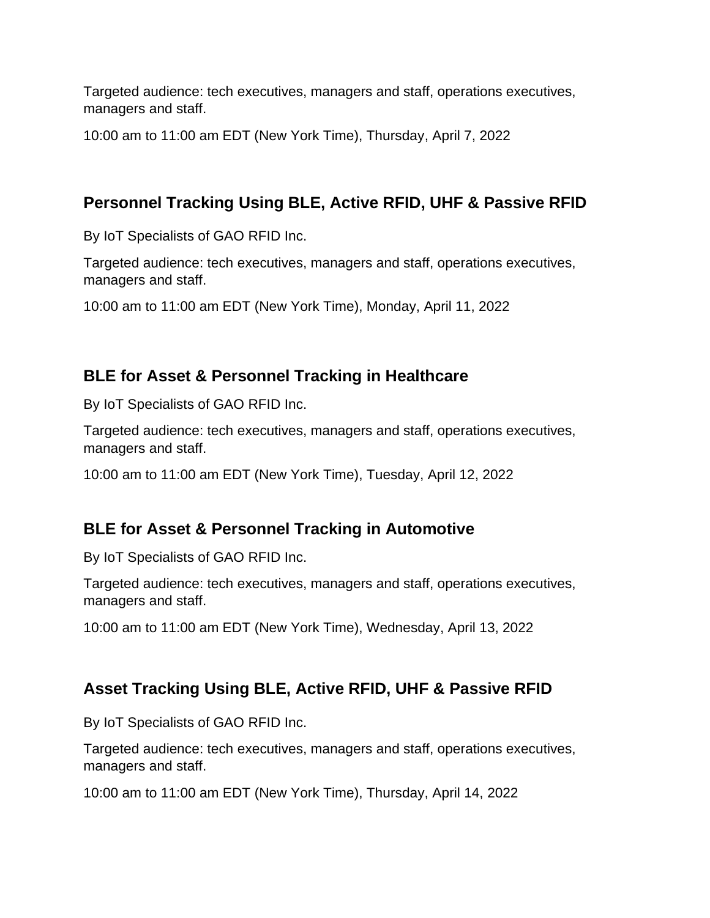Targeted audience: tech executives, managers and staff, operations executives, managers and staff.

10:00 am to 11:00 am EDT (New York Time), Thursday, April 7, 2022

## Personnel Tracking Using BLE, Active RFID, UHF & Passive RFID

By IoT Specialists of GAO RFID Inc.

Targeted audience: tech executives, managers and staff, operations executives, managers and staff.

10:00 am to 11:00 am EDT (New York Time), Monday, April 11, 2022

## BLE for Asset & Personnel Tracking in Healthcare

By IoT Specialists of GAO RFID Inc.

Targeted audience: tech executives, managers and staff, operations executives, managers and staff.

10:00 am to 11:00 am EDT (New York Time), Tuesday, April 12, 2022

## BLE for Asset & Personnel Tracking in Automotive

By IoT Specialists of GAO RFID Inc.

Targeted audience: tech executives, managers and staff, operations executives, managers and staff.

10:00 am to 11:00 am EDT (New York Time), Wednesday, April 13, 2022

## Asset Tracking Using BLE, Active RFID, UHF & Passive RFID

By IoT Specialists of GAO RFID Inc.

Targeted audience: tech executives, managers and staff, operations executives, managers and staff.

10:00 am to 11:00 am EDT (New York Time), Thursday, April 14, 2022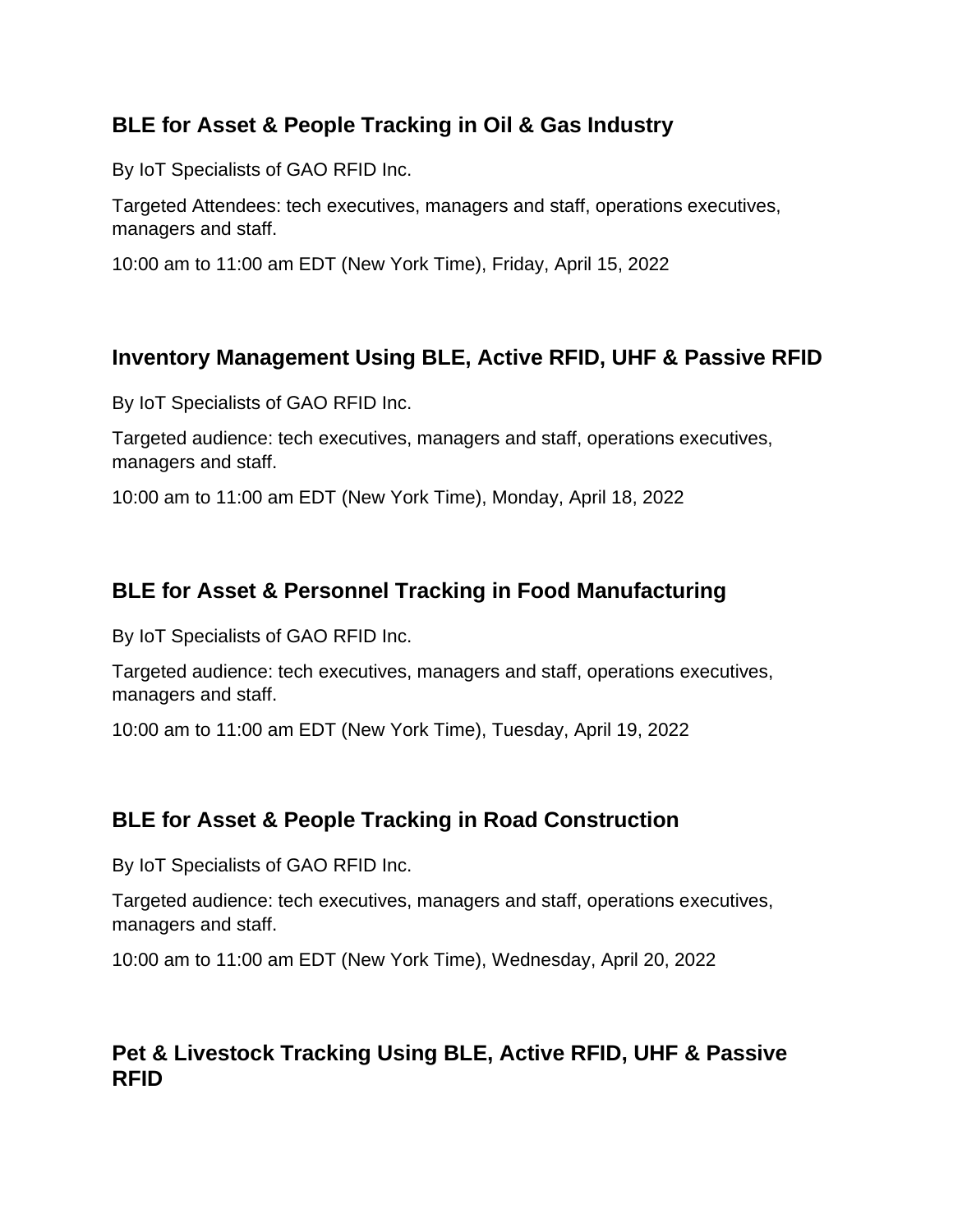## BLE for Asset & People Tracking in Oil & Gas Industry

By IoT Specialists of GAO RFID Inc.

Targeted Attendees: tech executives, managers and staff, operations executives, managers and staff.

10:00 am to 11:00 am EDT (New York Time), Friday, April 15, 2022

## Inventory Management Using BLE, Active RFID, UHF & Passive RFID

By IoT Specialists of GAO RFID Inc.

Targeted audience: tech executives, managers and staff, operations executives, managers and staff.

10:00 am to 11:00 am EDT (New York Time), Monday, April 18, 2022

## BLE for Asset & Personnel Tracking in Food Manufacturing

By IoT Specialists of GAO RFID Inc.

Targeted audience: tech executives, managers and staff, operations executives, managers and staff.

10:00 am to 11:00 am EDT (New York Time), Tuesday, April 19, 2022

## BLE for Asset & People Tracking in Road Construction

By IoT Specialists of GAO RFID Inc.

Targeted audience: tech executives, managers and staff, operations executives, managers and staff.

10:00 am to 11:00 am EDT (New York Time), Wednesday, April 20, 2022

## Pet & Livestock Tracking Using BLE, Active RFID, UHF & Passive RFID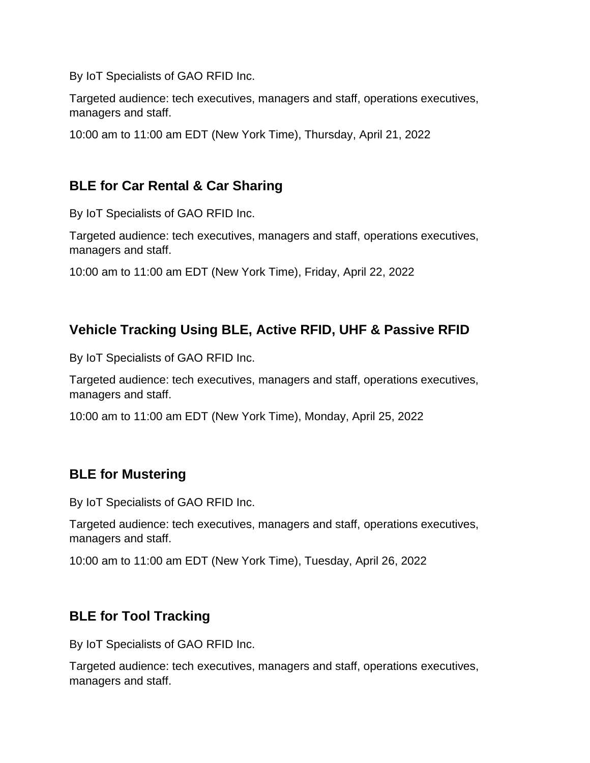By IoT Specialists of GAO RFID Inc.

Targeted audience: tech executives, managers and staff, operations executives, managers and staff.

10:00 am to 11:00 am EDT (New York Time), Thursday, April 21, 2022

## BLE for Car Rental & Car Sharing

By IoT Specialists of GAO RFID Inc.

Targeted audience: tech executives, managers and staff, operations executives, managers and staff.

10:00 am to 11:00 am EDT (New York Time), Friday, April 22, 2022

## Vehicle Tracking Using BLE, Active RFID, UHF & Passive RFID

By IoT Specialists of GAO RFID Inc.

Targeted audience: tech executives, managers and staff, operations executives, managers and staff.

10:00 am to 11:00 am EDT (New York Time), Monday, April 25, 2022

## BLE for Mustering

By IoT Specialists of GAO RFID Inc.

Targeted audience: tech executives, managers and staff, operations executives, managers and staff.

10:00 am to 11:00 am EDT (New York Time), Tuesday, April 26, 2022

## BLE for Tool Tracking

By IoT Specialists of GAO RFID Inc.

Targeted audience: tech executives, managers and staff, operations executives, managers and staff.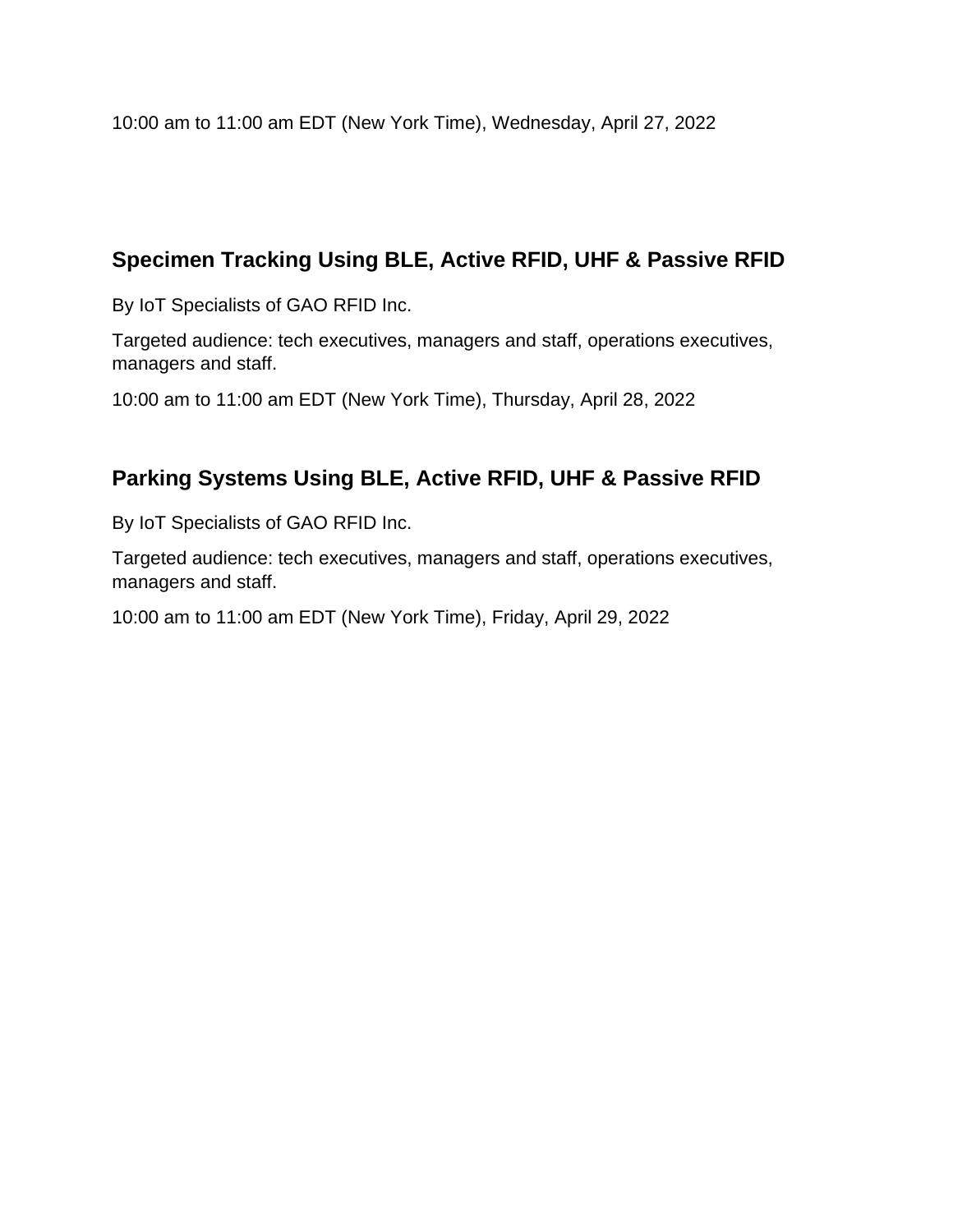10:00 am to 11:00 am EDT (New York Time), Wednesday, April 27, 2022

## Specimen Tracking Using BLE, Active RFID, UHF & Passive RFID

By IoT Specialists of GAO RFID Inc.

Targeted audience: tech executives, managers and staff, operations executives, managers and staff.

10:00 am to 11:00 am EDT (New York Time), Thursday, April 28, 2022

## Parking Systems Using BLE, Active RFID, UHF & Passive RFID

By IoT Specialists of GAO RFID Inc.

Targeted audience: tech executives, managers and staff, operations executives, managers and staff.

10:00 am to 11:00 am EDT (New York Time), Friday, April 29, 2022